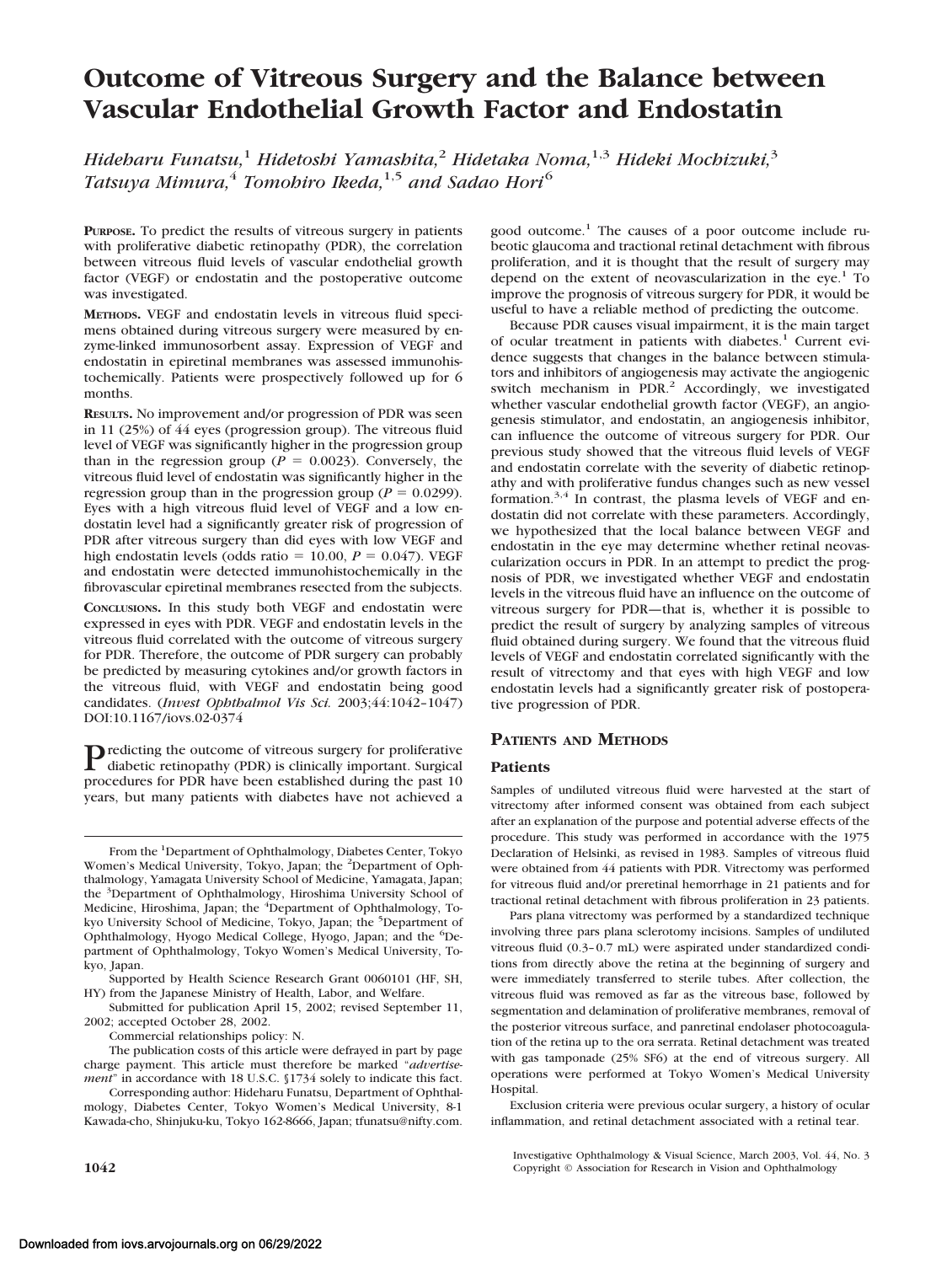# Outcome of Vitreous Surgery and the Balance between Vascular Endothelial Growth Factor and Endostatin

*Hideharu Funatsu,[1] Hidetoshi Yamashita,[2] Hidetaka Noma,[1,3] Hideki Mochizuki,[3] Tatsuya Mimura,[4] Tomohiro Ikeda,[1,5] and Sadao Hori[6]*

**Purpose.** To predict the results of vitreous surgery in patients with proliferative diabetic retinopathy (PDR), the correlation between vitreous fluid levels of vascular endothelial growth factor (VEGF) or endostatin and the postoperative outcome was investigated.

**Methods.** VEGF and endostatin levels in vitreous fluid specimens obtained during vitreous surgery were measured by enzyme-linked immunosorbent assay. Expression of VEGF and endostatin in epiretinal membranes was assessed immunohistochemically. Patients were prospectively followed up for 6 months.

**Results.** No improvement and/or progression of PDR was seen in 11 (25%) of 44 eyes (progression group). The vitreous fluid level of VEGF was significantly higher in the progression group than in the regression group ($P = 0.0023$). Conversely, the vitreous fluid level of endostatin was significantly higher in the regression group than in the progression group ($P = 0.0299$). Eyes with a high vitreous fluid level of VEGF and a low endostatin level had a significantly greater risk of progression of PDR after vitreous surgery than did eyes with low VEGF and high endostatin levels (odds ratio = 10.00, $P = 0.047$). VEGF and endostatin were detected immunohistochemically in the fibrovascular epiretinal membranes resected from the subjects.

**Conclusions.** In this study both VEGF and endostatin were expressed in eyes with PDR. VEGF and endostatin levels in the vitreous fluid correlated with the outcome of vitreous surgery for PDR. Therefore, the outcome of PDR surgery can probably be predicted by measuring cytokines and/or growth factors in the vitreous fluid, with VEGF and endostatin being good candidates. (*Invest Ophthalmol Vis Sci.* 2003;44:1042–1047) DOI:10.1167/iovs.02-0374

Predicting the outcome of vitreous surgery for proliferative diabetic retinopathy (PDR) is clinically important. Surgical procedures for PDR have been established during the past 10 years, but many patients with diabetes have not achieved a good outcome.[1] The causes of a poor outcome include rubeotic glaucoma and tractional retinal detachment with fibrous proliferation, and it is thought that the result of surgery may depend on the extent of neovascularization in the eye.[1] To improve the prognosis of vitreous surgery for PDR, it would be useful to have a reliable method of predicting the outcome.

Because PDR causes visual impairment, it is the main target of ocular treatment in patients with diabetes.[1] Current evidence suggests that changes in the balance between stimulators and inhibitors of angiogenesis may activate the angiogenic switch mechanism in PDR.[2] Accordingly, we investigated whether vascular endothelial growth factor (VEGF), an angiogenesis stimulator, and endostatin, an angiogenesis inhibitor, can influence the outcome of vitreous surgery for PDR. Our previous study showed that the vitreous fluid levels of VEGF and endostatin correlate with the severity of diabetic retinopathy and with proliferative fundus changes such as new vessel formation.[3,4] In contrast, the plasma levels of VEGF and endostatin did not correlate with these parameters. Accordingly, we hypothesized that the local balance between VEGF and endostatin in the eye may determine whether retinal neovascularization occurs in PDR. In an attempt to predict the prognosis of PDR, we investigated whether VEGF and endostatin levels in the vitreous fluid have an influence on the outcome of vitreous surgery for PDR—that is, whether it is possible to predict the result of surgery by analyzing samples of vitreous fluid obtained during surgery. We found that the vitreous fluid levels of VEGF and endostatin correlated significantly with the result of vitrectomy and that eyes with high VEGF and low endostatin levels had a significantly greater risk of postoperative progression of PDR.

## Patients and Methods

### Patients

Samples of undiluted vitreous fluid were harvested at the start of vitrectomy after informed consent was obtained from each subject after an explanation of the purpose and potential adverse effects of the procedure. This study was performed in accordance with the 1975 Declaration of Helsinki, as revised in 1983. Samples of vitreous fluid were obtained from 44 patients with PDR. Vitrectomy was performed for vitreous fluid and/or preretinal hemorrhage in 21 patients and for tractional retinal detachment with fibrous proliferation in 23 patients.

Pars plana vitrectomy was performed by a standardized technique involving three pars plana sclerotomy incisions. Samples of undiluted vitreous fluid (0.3–0.7 mL) were aspirated under standardized conditions from directly above the retina at the beginning of surgery and were immediately transferred to sterile tubes. After collection, the vitreous fluid was removed as far as the vitreous base, followed by segmentation and delamination of proliferative membranes, removal of the posterior vitreous surface, and panretinal endolaser photocoagulation of the retina up to the ora serrata. Retinal detachment was treated with gas tamponade (25% $SF_6$) at the end of vitreous surgery. All operations were performed at Tokyo Women's Medical University Hospital.

Exclusion criteria were previous ocular surgery, a history of ocular inflammation, and retinal detachment associated with a retinal tear.

From the [1]Department of Ophthalmology, Diabetes Center, Tokyo Women's Medical University, Tokyo, Japan; the [2]Department of Ophthalmology, Yamagata University School of Medicine, Yamagata, Japan; the [3]Department of Ophthalmology, Hiroshima University School of Medicine, Hiroshima, Japan; the [4]Department of Ophthalmology, Tokyo University School of Medicine, Tokyo, Japan; the [5]Department of Ophthalmology, Hyogo Medical College, Hyogo, Japan; and the [6]Department of Ophthalmology, Tokyo Women's Medical University, Tokyo, Japan.

Supported by Health Science Research Grant 0060101 (HF, SH, HY) from the Japanese Ministry of Health, Labor, and Welfare.

Submitted for publication April 15, 2002; revised September 11, 2002; accepted October 28, 2002.

Commercial relationships policy: N.

The publication costs of this article were defrayed in part by page charge payment. This article must therefore be marked "*advertisement*" in accordance with 18 U.S.C. §1734 solely to indicate this fact.

Corresponding author: Hideharu Funatsu, Department of Ophthalmology, Diabetes Center, Tokyo Women's Medical University, 8-1 Kawada-cho, Shinjuku-ku, Tokyo 162-8666, Japan; tfunatsu@nifty.com.

Copyright © Association for Research in Vision and Ophthalmology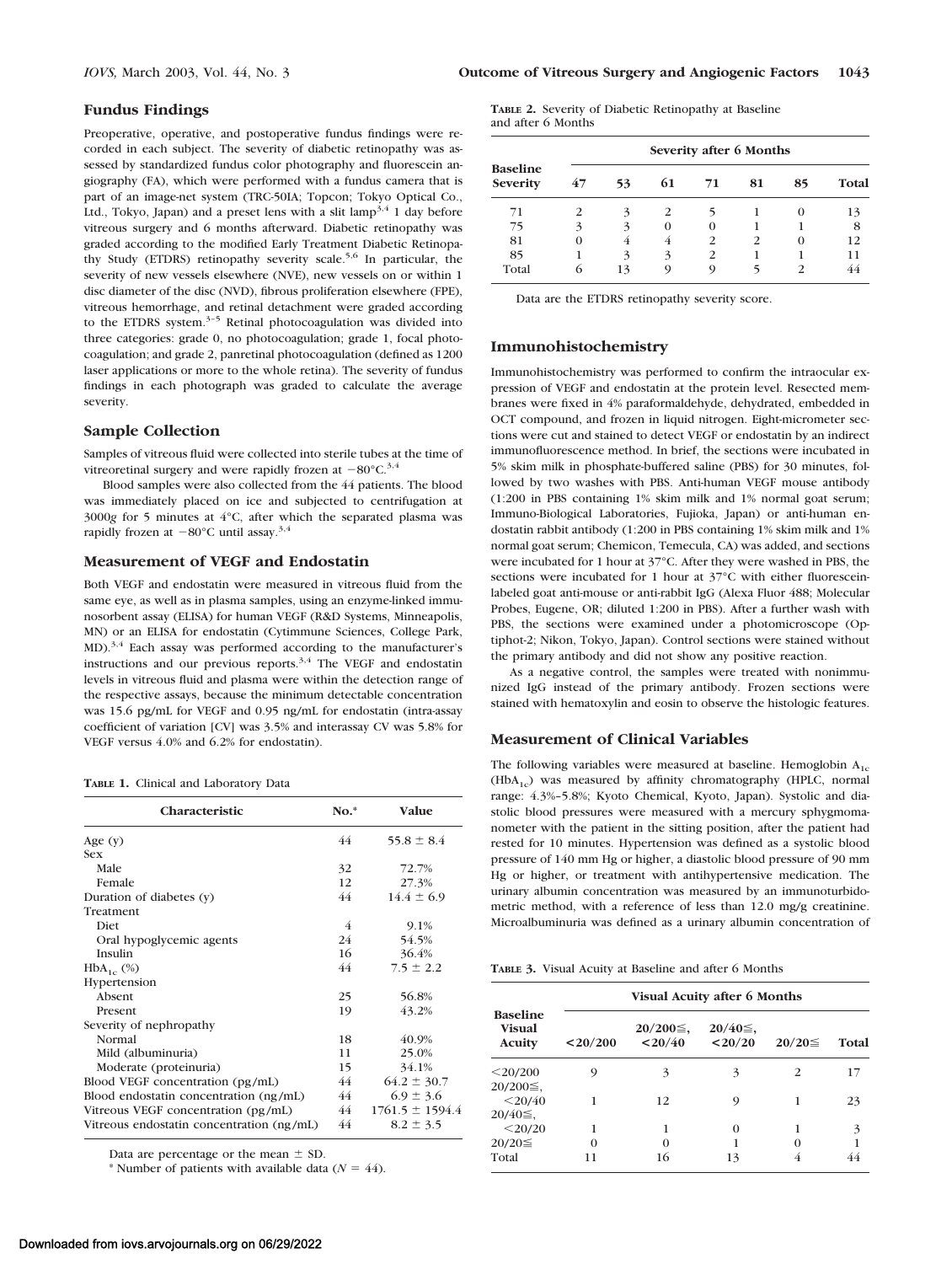## Fundus Findings

Preoperative, operative, and postoperative fundus findings were recorded in each subject. The severity of diabetic retinopathy was assessed by standardized fundus color photography and fluorescein angiography (FA), which were performed with a fundus camera that is part of an image-net system (TRC-50IA; Topcon; Tokyo Optical Co., Ltd., Tokyo, Japan) and a preset lens with a slit lamp[3,4] 1 day before vitreous surgery and 6 months afterward. Diabetic retinopathy was graded according to the modified Early Treatment Diabetic Retinopathy Study (ETDRS) retinopathy severity scale.[5,6] In particular, the severity of new vessels elsewhere (NVE), new vessels on or within 1 disc diameter of the disc (NVD), fibrous proliferation elsewhere (FPE), vitreous hemorrhage, and retinal detachment were graded according to the ETDRS system.[3–5] Retinal photocoagulation was divided into three categories: grade 0, no photocoagulation; grade 1, focal photocoagulation; and grade 2, panretinal photocoagulation (defined as 1200 laser applications or more to the whole retina). The severity of fundus findings in each photograph was graded to calculate the average severity.

## Sample Collection

Samples of vitreous fluid were collected into sterile tubes at the time of vitreoretinal surgery and were rapidly frozen at −80°C.[3,4]

Blood samples were also collected from the 44 patients. The blood was immediately placed on ice and subjected to centrifugation at 3000*g* for 5 minutes at 4°C, after which the separated plasma was rapidly frozen at −80°C until assay.[3,4]

## Measurement of VEGF and Endostatin

Both VEGF and endostatin were measured in vitreous fluid from the same eye, as well as in plasma samples, using an enzyme-linked immunosorbent assay (ELISA) for human VEGF (R&D Systems, Minneapolis, MN) or an ELISA for endostatin (Cytimmune Sciences, College Park, MD).[3,4] Each assay was performed according to the manufacturer's instructions and our previous reports.[3,4] The VEGF and endostatin levels in vitreous fluid and plasma were within the detection range of the respective assays, because the minimum detectable concentration was 15.6 pg/mL for VEGF and 0.95 ng/mL for endostatin (intra-assay coefficient of variation [CV] was 3.5% and interassay CV was 5.8% for VEGF versus 4.0% and 6.2% for endostatin).

**Table 1.** Clinical and Laboratory Data

| Characteristic | No.* | Value |
|---|---|---|
| Age (y) | 44 | 55.8 ± 8.4 |
| Sex | | |
| Male | 32 | 72.7% |
| Female | 12 | 27.3% |
| Duration of diabetes (y) | 44 | 14.4 ± 6.9 |
| Treatment | | |
| Diet | 4 | 9.1% |
| Oral hypoglycemic agents | 24 | 54.5% |
| Insulin | 16 | 36.4% |
| $HbA_{1c}$ (%) | 44 | 7.5 ± 2.2 |
| Hypertension | | |
| Absent | 25 | 56.8% |
| Present | 19 | 43.2% |
| Severity of nephropathy | | |
| Normal | 18 | 40.9% |
| Mild (albuminuria) | 11 | 25.0% |
| Moderate (proteinuria) | 15 | 34.1% |
| Blood VEGF concentration (pg/mL) | 44 | 64.2 ± 30.7 |
| Blood endostatin concentration (ng/mL) | 44 | 6.9 ± 3.6 |
| Vitreous VEGF concentration (pg/mL) | 44 | 1761.5 ± 1594.4 |
| Vitreous endostatin concentration (ng/mL) | 44 | 8.2 ± 3.5 |

Data are percentage or the mean ± SD.

\* Number of patients with available data ($N = 44$).

**Table 2.** Severity of Diabetic Retinopathy at Baseline and after 6 Months

| Baseline Severity | Severity after 6 Months | | | | | | |
|---|---|---|---|---|---|---|---|
| | 47 | 53 | 61 | 71 | 81 | 85 | Total |
| 71 | 2 | 3 | 2 | 5 | 1 | 0 | 13 |
| 75 | 3 | 3 | 0 | 0 | 1 | 1 | 8 |
| 81 | 0 | 4 | 4 | 2 | 2 | 0 | 12 |
| 85 | 1 | 3 | 3 | 2 | 1 | 1 | 11 |
| Total | 6 | 13 | 9 | 9 | 5 | 2 | 44 |

Data are the ETDRS retinopathy severity score.

## Immunohistochemistry

Immunohistochemistry was performed to confirm the intraocular expression of VEGF and endostatin at the protein level. Resected membranes were fixed in 4% paraformaldehyde, dehydrated, embedded in OCT compound, and frozen in liquid nitrogen. Eight-micrometer sections were cut and stained to detect VEGF or endostatin by an indirect immunofluorescence method. In brief, the sections were incubated in 5% skim milk in phosphate-buffered saline (PBS) for 30 minutes, followed by two washes with PBS. Anti-human VEGF mouse antibody (1:200 in PBS containing 1% skim milk and 1% normal goat serum; Immuno-Biological Laboratories, Fujioka, Japan) or anti-human endostatin rabbit antibody (1:200 in PBS containing 1% skim milk and 1% normal goat serum; Chemicon, Temecula, CA) was added, and sections were incubated for 1 hour at 37°C. After they were washed in PBS, the sections were incubated for 1 hour at 37°C with either fluorescein-labeled goat anti-mouse or anti-rabbit IgG (Alexa Fluor 488; Molecular Probes, Eugene, OR; diluted 1:200 in PBS). After a further wash with PBS, the sections were examined under a photomicroscope (Optiphot-2; Nikon, Tokyo, Japan). Control sections were stained without the primary antibody and did not show any positive reaction.

As a negative control, the samples were treated with nonimmunized IgG instead of the primary antibody. Frozen sections were stained with hematoxylin and eosin to observe the histologic features.

## Measurement of Clinical Variables

The following variables were measured at baseline. Hemoglobin $A_{1c}$ ($HbA_{1c}$) was measured by affinity chromatography (HPLC, normal range: 4.3%–5.8%; Kyoto Chemical, Kyoto, Japan). Systolic and diastolic blood pressures were measured with a mercury sphygmomanometer with the patient in the sitting position, after the patient had rested for 10 minutes. Hypertension was defined as a systolic blood pressure of 140 mm Hg or higher, a diastolic blood pressure of 90 mm Hg or higher, or treatment with antihypertensive medication. The urinary albumin concentration was measured by an immunoturbidometric method, with a reference of less than 12.0 mg/g creatinine. Microalbuminuria was defined as a urinary albumin concentration of

**Table 3.** Visual Acuity at Baseline and after 6 Months

| Baseline Visual Acuity | Visual Acuity after 6 Months | | | | |
|---|---|---|---|---|---|
| | <20/200 | 20/200≦, <20/40 | 20/40≦, <20/20 | 20/20≦ | Total |
| <20/200 | 9 | 3 | 3 | 2 | 17 |
| 20/200≦, <20/40 | 1 | 12 | 9 | 1 | 23 |
| 20/40≦, <20/20 | 1 | 1 | 0 | 1 | 3 |
| 20/20≦ | 0 | 0 | 1 | 0 | 1 |
| Total | 11 | 16 | 13 | 4 | 44 |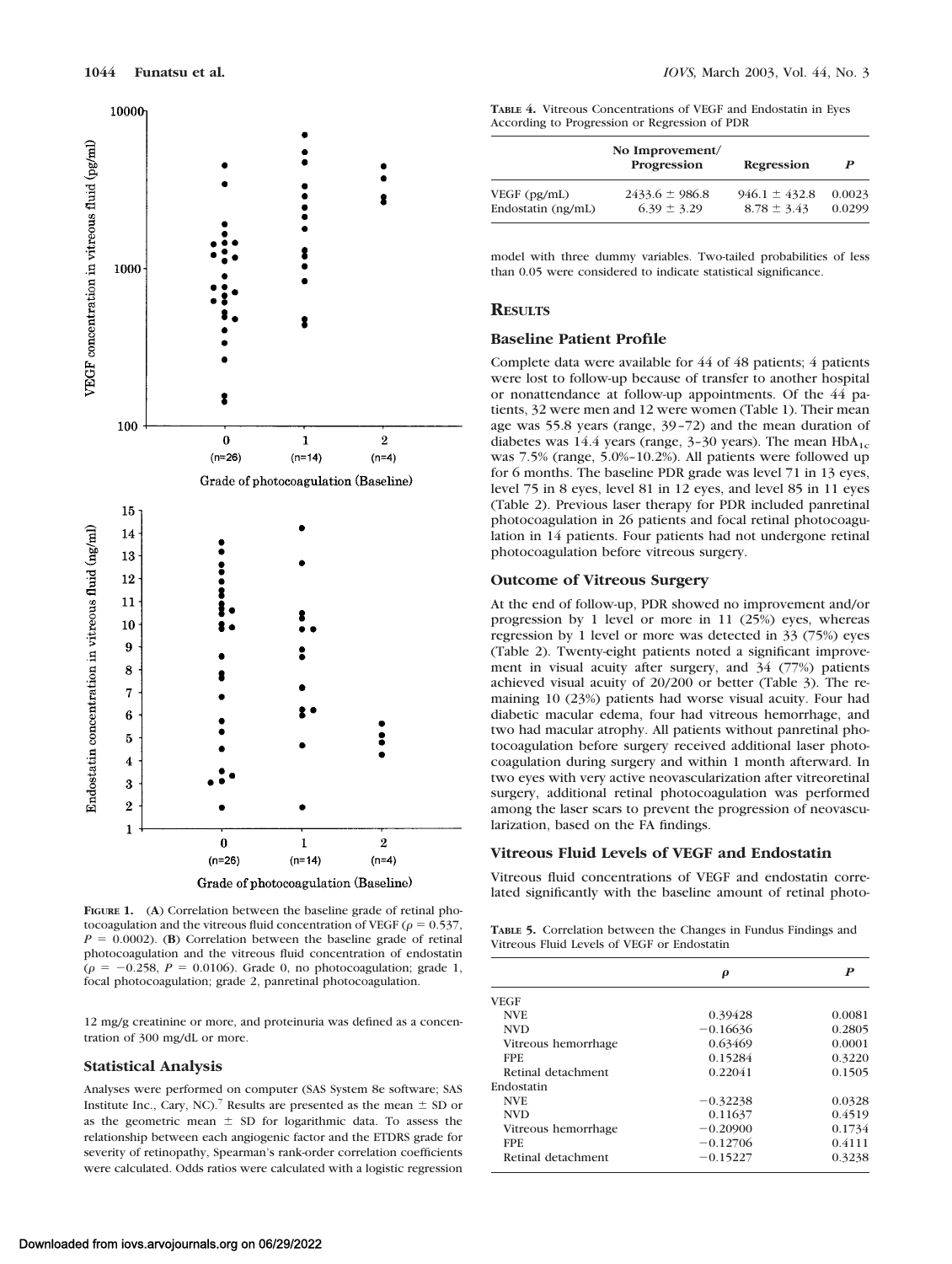**Figure 1.** (**A**) Correlation between the baseline grade of retinal photocoagulation and the vitreous fluid concentration of VEGF ($\rho = 0.537$, $P = 0.0002$). (**B**) Correlation between the baseline grade of retinal photocoagulation and the vitreous fluid concentration of endostatin ($\rho = -0.258$, $P = 0.0106$). Grade 0, no photocoagulation; grade 1, focal photocoagulation; grade 2, panretinal photocoagulation.

12 mg/g creatinine or more, and proteinuria was defined as a concentration of 300 mg/dL or more.

### Statistical Analysis

Analyses were performed on computer (SAS System 8e software; SAS Institute Inc., Cary, NC).[7] Results are presented as the mean ± SD or as the geometric mean ± SD for logarithmic data. To assess the relationship between each angiogenic factor and the ETDRS grade for severity of retinopathy, Spearman's rank-order correlation coefficients were calculated. Odds ratios were calculated with a logistic regression model with three dummy variables. Two-tailed probabilities of less than 0.05 were considered to indicate statistical significance.

**Table 4.** Vitreous Concentrations of VEGF and Endostatin in Eyes According to Progression or Regression of PDR

| | No Improvement/ Progression | Regression | P |
|---|---|---|---|
| VEGF (pg/mL) | 2433.6 ± 986.8 | 946.1 ± 432.8 | 0.0023 |
| Endostatin (ng/mL) | 6.39 ± 3.29 | 8.78 ± 3.43 | 0.0299 |

## Results

### Baseline Patient Profile

Complete data were available for 44 of 48 patients; 4 patients were lost to follow-up because of transfer to another hospital or nonattendance at follow-up appointments. Of the 44 patients, 32 were men and 12 were women (Table 1). Their mean age was 55.8 years (range, 39–72) and the mean duration of diabetes was 14.4 years (range, 3–30 years). The mean $HbA_{1c}$ was 7.5% (range, 5.0%–10.2%). All patients were followed up for 6 months. The baseline PDR grade was level 71 in 13 eyes, level 75 in 8 eyes, level 81 in 12 eyes, and level 85 in 11 eyes (Table 2). Previous laser therapy for PDR included panretinal photocoagulation in 26 patients and focal retinal photocoagulation in 14 patients. Four patients had not undergone retinal photocoagulation before vitreous surgery.

### Outcome of Vitreous Surgery

At the end of follow-up, PDR showed no improvement and/or progression by 1 level or more in 11 (25%) eyes, whereas regression by 1 level or more was detected in 33 (75%) eyes (Table 2). Twenty-eight patients noted a significant improvement in visual acuity after surgery, and 34 (77%) patients achieved visual acuity of 20/200 or better (Table 3). The remaining 10 (23%) patients had worse visual acuity. Four had diabetic macular edema, four had vitreous hemorrhage, and two had macular atrophy. All patients without panretinal photocoagulation before surgery received additional laser photocoagulation during surgery and within 1 month afterward. In two eyes with very active neovascularization after vitreoretinal surgery, additional retinal photocoagulation was performed among the laser scars to prevent the progression of neovascularization, based on the FA findings.

### Vitreous Fluid Levels of VEGF and Endostatin

Vitreous fluid concentrations of VEGF and endostatin correlated significantly with the baseline amount of retinal photo-

**Table 5.** Correlation between the Changes in Fundus Findings and Vitreous Fluid Levels of VEGF or Endostatin

| | ρ | P |
|---|---|---|
| VEGF | | |
| NVE | 0.39428 | 0.0081 |
| NVD | −0.16636 | 0.2805 |
| Vitreous hemorrhage | 0.63469 | 0.0001 |
| FPE | 0.15284 | 0.3220 |
| Retinal detachment | 0.22041 | 0.1505 |
| Endostatin | | |
| NVE | −0.32238 | 0.0328 |
| NVD | 0.11637 | 0.4519 |
| Vitreous hemorrhage | −0.20900 | 0.1734 |
| FPE | −0.12706 | 0.4111 |
| Retinal detachment | −0.15227 | 0.3238 |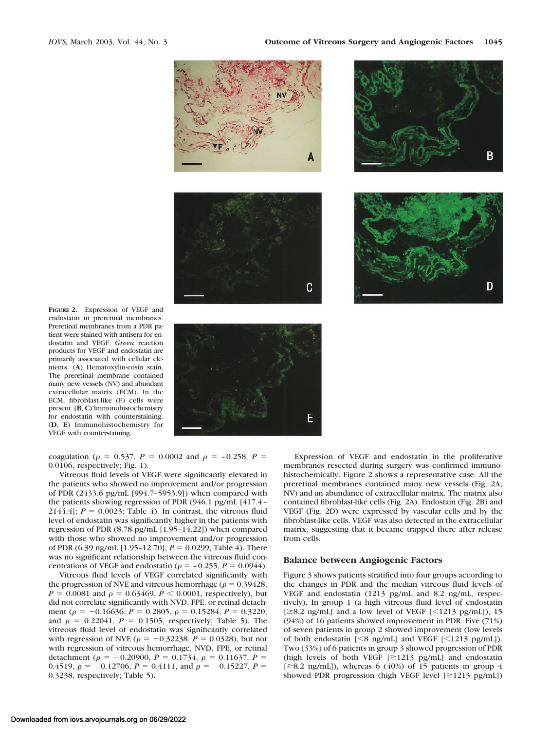**FIGURE 2.** Expression of VEGF and endostatin in preretinal membranes. Preretinal membranes from a PDR patient were stained with antisera for endostatin and VEGF. *Green* reaction products for VEGF and endostatin are primarily associated with cellular elements. (**A**) Hematoxylin-eosin stain. The preretinal membrane contained many new vessels (NV) and abundant extracellular matrix (ECM). In the ECM, fibroblast-like (F) cells were present. (**B**, **C**) Immunohistochemistry for endostatin with counterstaining. (**D**, **E**) Immunohistochemistry for VEGF with counterstaining.

coagulation ($\rho = 0.537$, $P = 0.0002$ and $\rho = -0.258$, $P = 0.0106$, respectively; Fig. 1).

Vitreous fluid levels of VEGF were significantly elevated in the patients who showed no improvement and/or progression of PDR (2433.6 pg/mL [994.7–5953.9]) when compared with the patients showing regression of PDR (946.1 pg/mL [417.4–2144.4]; $P = 0.0023$; Table 4). In contrast, the vitreous fluid level of endostatin was significantly higher in the patients with regression of PDR (8.78 pg/mL [1.95–14.22]) when compared with those who showed no improvement and/or progression of PDR (6.39 ng/mL [1.95–12.70]; $P = 0.0299$; Table 4). There was no significant relationship between the vitreous fluid concentrations of VEGF and endostatin ($\rho = -0.255$, $P = 0.0944$).

Vitreous fluid levels of VEGF correlated significantly with the progression of NVE and vitreous hemorrhage ($\rho = 0.39428$, $P = 0.0081$ and $\rho = 0.63469$, $P < 0.0001$, respectively), but did not correlate significantly with NVD, FPE, or retinal detachment ($\rho = -0.16636$, $P = 0.2805$, $\rho = 0.15284$, $P = 0.3220$, and $\rho = 0.22041$, $P = 0.1505$, respectively; Table 5). The vitreous fluid level of endostatin was significantly correlated with regression of NVE ($\rho = -0.32238$, $P = 0.0328$), but not with regression of vitreous hemorrhage, NVD, FPE, or retinal detachment ($\rho = -0.20900$, $P = 0.1734$, $\rho = 0.11637$, $P = 0.4519$, $\rho = -0.12706$, $P = 0.4111$, and $\rho = -0.15227$, $P = 0.3238$, respectively; Table 5).

Expression of VEGF and endostatin in the proliferative membranes resected during surgery was confirmed immunohistochemically. Figure 2 shows a representative case. All the preretinal membranes contained many new vessels (Fig. 2A, NV) and an abundance of extracellular matrix. The matrix also contained fibroblast-like cells (Fig. 2A). Endostain (Fig. 2B) and VEGF (Fig. 2D) were expressed by vascular cells and by the fibroblast-like cells. VEGF was also detected in the extracellular matrix, suggesting that it became trapped there after release from cells.

## Balance between Angiogenic Factors

Figure 3 shows patients stratified into four groups according to the changes in PDR and the median vitreous fluid levels of VEGF and endostatin (1213 pg/mL and 8.2 ng/mL, respectively). In group 1 (a high vitreous fluid level of endostatin [≥8.2 ng/mL] and a low level of VEGF [<1213 pg/mL]), 15 (94%) of 16 patients showed improvement in PDR. Five (71%) of seven patients in group 2 showed improvement (low levels of both endostatin [<8 ng/mL] and VEGF [<1213 pg/mL]). Two (33%) of 6 patients in group 3 showed progression of PDR (high levels of both VEGF [≥1213 pg/mL] and endostatin [≥8.2 ng/mL]), whereas 6 (40%) of 15 patients in group 4 showed PDR progression (high VEGF level [≥1213 pg/mL])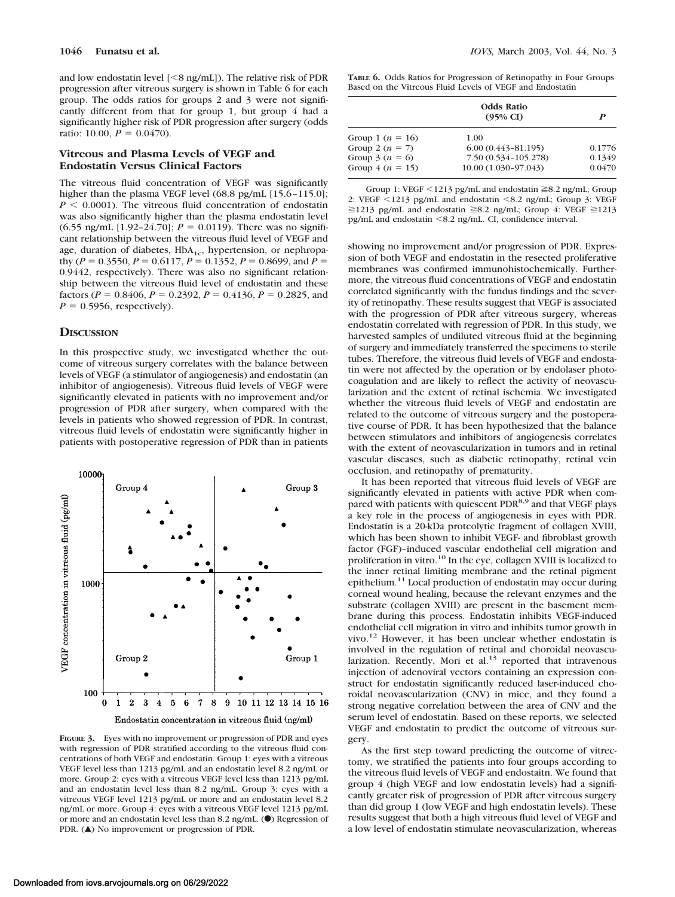and low endostatin level [<8 ng/mL]). The relative risk of PDR progression after vitreous surgery is shown in Table 6 for each group. The odds ratios for groups 2 and 3 were not significantly different from that for group 1, but group 4 had a significantly higher risk of PDR progression after surgery (odds ratio: 10.00, $P = 0.0470$).

**TABLE 6.** Odds Ratios for Progression of Retinopathy in Four Groups Based on the Vitreous Fluid Levels of VEGF and Endostatin

| | Odds Ratio (95% CI) | *P* |
|---|---|---|
| Group 1 ($n = 16$) | 1.00 | |
| Group 2 ($n = 7$) | 6.00 (0.443–81.195) | 0.1776 |
| Group 3 ($n = 6$) | 7.50 (0.534–105.278) | 0.1349 |
| Group 4 ($n = 15$) | 10.00 (1.030–97.043) | 0.0470 |

Group 1: VEGF <1213 pg/mL and endostatin ≧8.2 ng/mL; Group 2: VEGF <1213 pg/mL and endostatin <8.2 ng/mL; Group 3: VEGF ≧1213 pg/mL and endostatin ≧8.2 ng/mL; Group 4: VEGF ≧1213 pg/mL and endostatin <8.2 ng/mL. CI, confidence interval.

### Vitreous and Plasma Levels of VEGF and Endostatin Versus Clinical Factors

The vitreous fluid concentration of VEGF was significantly higher than the plasma VEGF level (68.8 pg/mL [15.6–115.0]; $P < 0.0001$). The vitreous fluid concentration of endostatin was also significantly higher than the plasma endostatin level (6.55 ng/mL [1.92–24.70]; $P = 0.0119$). There was no significant relationship between the vitreous fluid level of VEGF and age, duration of diabetes, $HbA_{1c}$, hypertension, or nephropathy ($P = 0.3550$, $P = 0.6117$, $P = 0.1352$, $P = 0.8699$, and $P = 0.9442$, respectively). There was also no significant relationship between the vitreous fluid level of endostatin and these factors ($P = 0.8406$, $P = 0.2392$, $P = 0.4136$, $P = 0.2825$, and $P = 0.5956$, respectively).

## DISCUSSION

In this prospective study, we investigated whether the outcome of vitreous surgery correlates with the balance between levels of VEGF (a stimulator of angiogenesis) and endostatin (an inhibitor of angiogenesis). Vitreous fluid levels of VEGF were significantly elevated in patients with no improvement and/or progression of PDR after surgery, when compared with the levels in patients who showed regression of PDR. In contrast, vitreous fluid levels of endostatin were significantly higher in patients with postoperative regression of PDR than in patients showing no improvement and/or progression of PDR. Expression of both VEGF and endostatin in the resected proliferative membranes was confirmed immunohistochemically. Furthermore, the vitreous fluid concentrations of VEGF and endostatin correlated significantly with the fundus findings and the severity of retinopathy. These results suggest that VEGF is associated with the progression of PDR after vitreous surgery, whereas endostatin correlated with regression of PDR. In this study, we harvested samples of undiluted vitreous fluid at the beginning of surgery and immediately transferred the specimens to sterile tubes. Therefore, the vitreous fluid levels of VEGF and endostatin were not affected by the operation or by endolaser photocoagulation and are likely to reflect the activity of neovascularization and the extent of retinal ischemia. We investigated whether the vitreous fluid levels of VEGF and endostatin are related to the outcome of vitreous surgery and the postoperative course of PDR. It has been hypothesized that the balance between stimulators and inhibitors of angiogenesis correlates with the extent of neovascularization in tumors and in retinal vascular diseases, such as diabetic retinopathy, retinal vein occlusion, and retinopathy of prematurity.

It has been reported that vitreous fluid levels of VEGF are significantly elevated in patients with active PDR when compared with patients with quiescent PDR[8,9] and that VEGF plays a key role in the process of angiogenesis in eyes with PDR. Endostatin is a 20-kDa proteolytic fragment of collagen XVIII, which has been shown to inhibit VEGF- and fibroblast growth factor (FGF)–induced vascular endothelial cell migration and proliferation in vitro.[10] In the eye, collagen XVIII is localized to the inner retinal limiting membrane and the retinal pigment epithelium.[11] Local production of endostatin may occur during corneal wound healing, because the relevant enzymes and the substrate (collagen XVIII) are present in the basement membrane during this process. Endostatin inhibits VEGF-induced endothelial cell migration in vitro and inhibits tumor growth in vivo.[12] However, it has been unclear whether endostatin is involved in the regulation of retinal and choroidal neovascularization. Recently, Mori et al.[13] reported that intravenous injection of adenoviral vectors containing an expression construct for endostatin significantly reduced laser-induced choroidal neovascularization (CNV) in mice, and they found a strong negative correlation between the area of CNV and the serum level of endostatin. Based on these reports, we selected VEGF and endostatin to predict the outcome of vitreous surgery.

As the first step toward predicting the outcome of vitrectomy, we stratified the patients into four groups according to the vitreous fluid levels of VEGF and endostaitn. We found that group 4 (high VEGF and low endostatin levels) had a significantly greater risk of progression of PDR after vitreous surgery than did group 1 (low VEGF and high endostatin levels). These results suggest that both a high vitreous fluid level of VEGF and a low level of endostatin stimulate neovascularization, whereas

**FIGURE 3.** Eyes with no improvement or progression of PDR and eyes with regression of PDR stratified according to the vitreous fluid concentrations of both VEGF and endostatin. Group 1: eyes with a vitreous VEGF level less than 1213 pg/mL and an endostatin level 8.2 ng/mL or more. Group 2: eyes with a vitreous VEGF level less than 1213 pg/mL and an endostatin level less than 8.2 ng/mL. Group 3: eyes with a vitreous VEGF level 1213 pg/mL or more and an endostatin level 8.2 ng/mL or more. Group 4: eyes with a vitreous VEGF level 1213 pg/mL or more and an endostatin level less than 8.2 ng/mL. (●) Regression of PDR. (▲) No improvement or progression of PDR.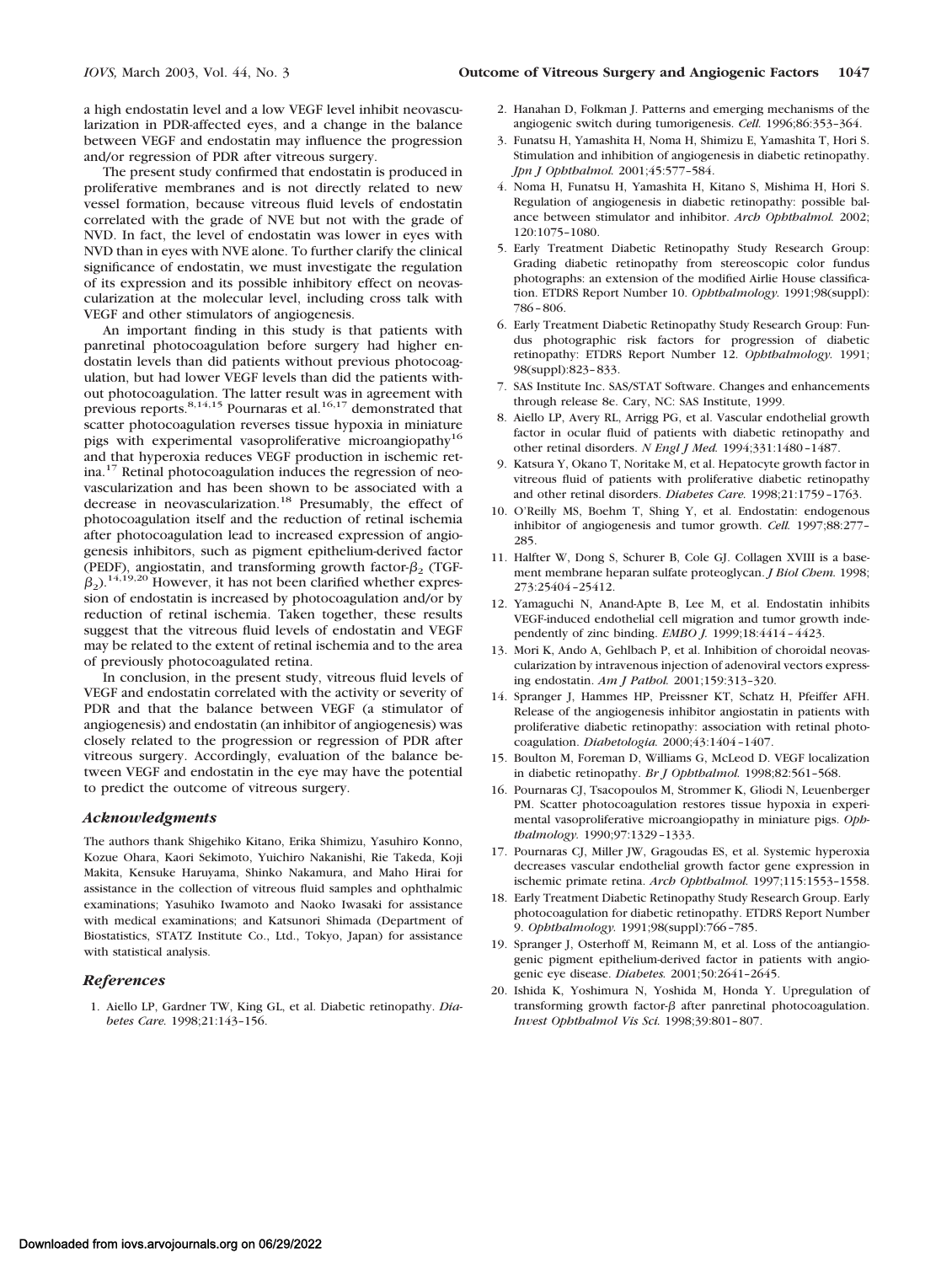a high endostatin level and a low VEGF level inhibit neovascularization in PDR-affected eyes, and a change in the balance between VEGF and endostatin may influence the progression and/or regression of PDR after vitreous surgery.

The present study confirmed that endostatin is produced in proliferative membranes and is not directly related to new vessel formation, because vitreous fluid levels of endostatin correlated with the grade of NVE but not with the grade of NVD. In fact, the level of endostatin was lower in eyes with NVD than in eyes with NVE alone. To further clarify the clinical significance of endostatin, we must investigate the regulation of its expression and its possible inhibitory effect on neovascularization at the molecular level, including cross talk with VEGF and other stimulators of angiogenesis.

An important finding in this study is that patients with panretinal photocoagulation before surgery had higher endostatin levels than did patients without previous photocoagulation, but had lower VEGF levels than did the patients without photocoagulation. The latter result was in agreement with previous reports.[8,14,15] Pournaras et al.[16,17] demonstrated that scatter photocoagulation reverses tissue hypoxia in miniature pigs with experimental vasoproliferative microangiopathy[16] and that hyperoxia reduces VEGF production in ischemic retina.[17] Retinal photocoagulation induces the regression of neovascularization and has been shown to be associated with a decrease in neovascularization.[18] Presumably, the effect of photocoagulation itself and the reduction of retinal ischemia after photocoagulation lead to increased expression of angiogenesis inhibitors, such as pigment epithelium-derived factor (PEDF), angiostatin, and transforming growth factor-$\beta_2$ (TGF-$\beta_2$).[14,19,20] However, it has not been clarified whether expression of endostatin is increased by photocoagulation and/or by reduction of retinal ischemia. Taken together, these results suggest that the vitreous fluid levels of endostatin and VEGF may be related to the extent of retinal ischemia and to the area of previously photocoagulated retina.

In conclusion, in the present study, vitreous fluid levels of VEGF and endostatin correlated with the activity or severity of PDR and that the balance between VEGF (a stimulator of angiogenesis) and endostatin (an inhibitor of angiogenesis) was closely related to the progression or regression of PDR after vitreous surgery. Accordingly, evaluation of the balance between VEGF and endostatin in the eye may have the potential to predict the outcome of vitreous surgery.

### *Acknowledgments*

The authors thank Shigehiko Kitano, Erika Shimizu, Yasuhiro Konno, Kozue Ohara, Kaori Sekimoto, Yuichiro Nakanishi, Rie Takeda, Koji Makita, Kensuke Haruyama, Shinko Nakamura, and Maho Hirai for assistance in the collection of vitreous fluid samples and ophthalmic examinations; Yasuhiko Iwamoto and Naoko Iwasaki for assistance with medical examinations; and Katsunori Shimada (Department of Biostatistics, STATZ Institute Co., Ltd., Tokyo, Japan) for assistance with statistical analysis.

### *References*

1. Aiello LP, Gardner TW, King GL, et al. Diabetic retinopathy. *Diabetes Care.* 1998;21:143–156.
2. Hanahan D, Folkman J. Patterns and emerging mechanisms of the angiogenic switch during tumorigenesis. *Cell.* 1996;86:353–364.
3. Funatsu H, Yamashita H, Noma H, Shimizu E, Yamashita T, Hori S. Stimulation and inhibition of angiogenesis in diabetic retinopathy. *Jpn J Ophthalmol.* 2001;45:577–584.
4. Noma H, Funatsu H, Yamashita H, Kitano S, Mishima H, Hori S. Regulation of angiogenesis in diabetic retinopathy: possible balance between stimulator and inhibitor. *Arch Ophthalmol.* 2002;120:1075–1080.
5. Early Treatment Diabetic Retinopathy Study Research Group: Grading diabetic retinopathy from stereoscopic color fundus photographs: an extension of the modified Airlie House classification. ETDRS Report Number 10. *Ophthalmology.* 1991;98(suppl):786–806.
6. Early Treatment Diabetic Retinopathy Study Research Group: Fundus photographic risk factors for progression of diabetic retinopathy: ETDRS Report Number 12. *Ophthalmology.* 1991;98(suppl):823–833.
7. SAS Institute Inc. SAS/STAT Software. Changes and enhancements through release 8e. Cary, NC: SAS Institute, 1999.
8. Aiello LP, Avery RL, Arrigg PG, et al. Vascular endothelial growth factor in ocular fluid of patients with diabetic retinopathy and other retinal disorders. *N Engl J Med.* 1994;331:1480–1487.
9. Katsura Y, Okano T, Noritake M, et al. Hepatocyte growth factor in vitreous fluid of patients with proliferative diabetic retinopathy and other retinal disorders. *Diabetes Care.* 1998;21:1759–1763.
10. O'Reilly MS, Boehm T, Shing Y, et al. Endostatin: endogenous inhibitor of angiogenesis and tumor growth. *Cell.* 1997;88:277–285.
11. Halfter W, Dong S, Schurer B, Cole GJ. Collagen XVIII is a basement membrane heparan sulfate proteoglycan. *J Biol Chem.* 1998;273:25404–25412.
12. Yamaguchi N, Anand-Apte B, Lee M, et al. Endostatin inhibits VEGF-induced endothelial cell migration and tumor growth independently of zinc binding. *EMBO J.* 1999;18:4414–4423.
13. Mori K, Ando A, Gehlbach P, et al. Inhibition of choroidal neovascularization by intravenous injection of adenoviral vectors expressing endostatin. *Am J Pathol.* 2001;159:313–320.
14. Spranger J, Hammes HP, Preissner KT, Schatz H, Pfeiffer AFH. Release of the angiogenesis inhibitor angiostatin in patients with proliferative diabetic retinopathy: association with retinal photocoagulation. *Diabetologia.* 2000;43:1404–1407.
15. Boulton M, Foreman D, Williams G, McLeod D. VEGF localization in diabetic retinopathy. *Br J Ophthalmol.* 1998;82:561–568.
16. Pournaras CJ, Tsacopoulos M, Strommer K, Gliodi N, Leuenberger PM. Scatter photocoagulation restores tissue hypoxia in experimental vasoproliferative microangiopathy in miniature pigs. *Ophthalmology.* 1990;97:1329–1333.
17. Pournaras CJ, Miller JW, Gragoudas ES, et al. Systemic hyperoxia decreases vascular endothelial growth factor gene expression in ischemic primate retina. *Arch Ophthalmol.* 1997;115:1553–1558.
18. Early Treatment Diabetic Retinopathy Study Research Group. Early photocoagulation for diabetic retinopathy. ETDRS Report Number 9. *Ophthalmology.* 1991;98(suppl):766–785.
19. Spranger J, Osterhoff M, Reimann M, et al. Loss of the antiangiogenic pigment epithelium-derived factor in patients with angiogenic eye disease. *Diabetes.* 2001;50:2641–2645.
20. Ishida K, Yoshimura N, Yoshida M, Honda Y. Upregulation of transforming growth factor-$\beta$ after panretinal photocoagulation. *Invest Ophthalmol Vis Sci.* 1998;39:801–807.